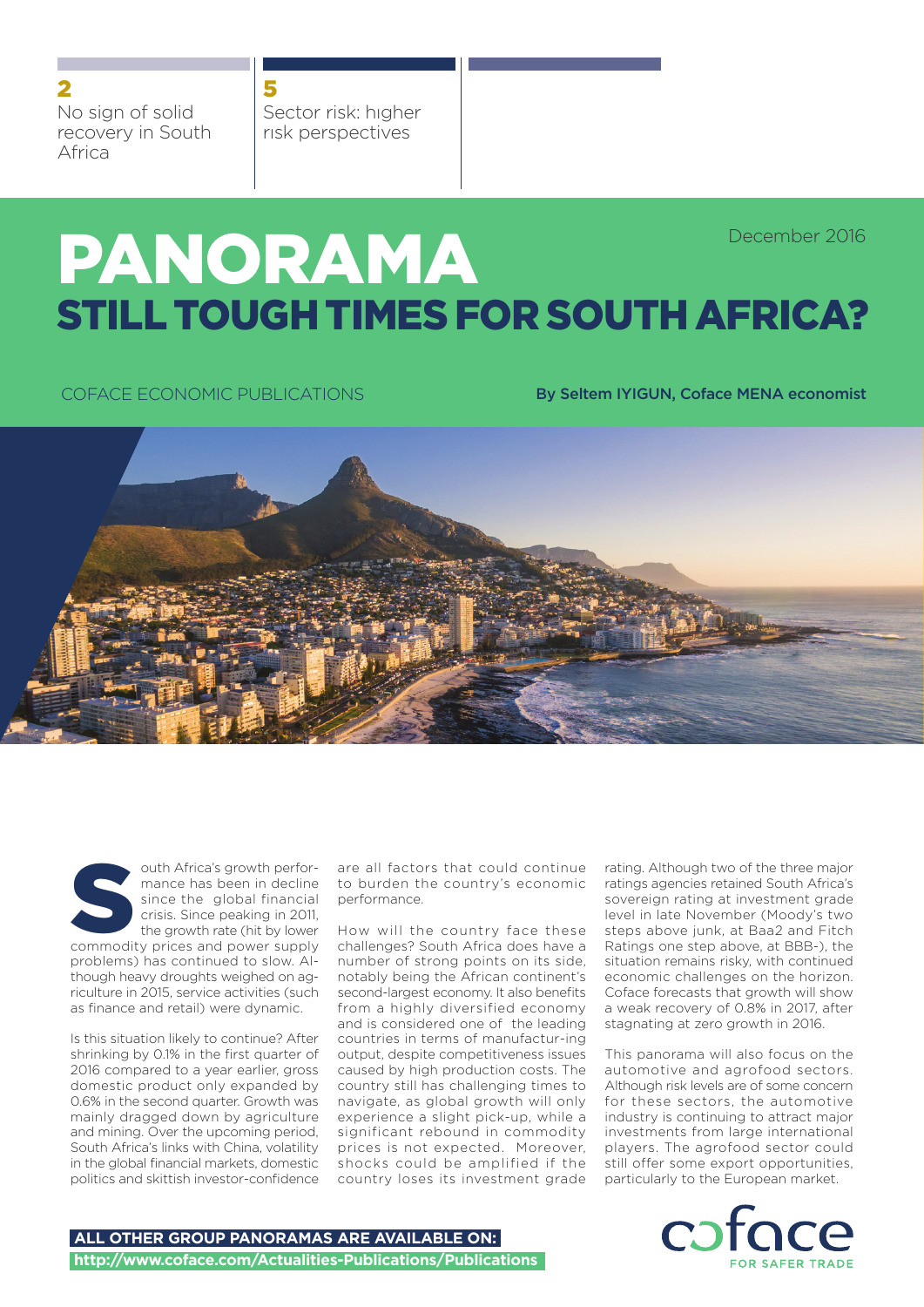2
No sign of solid recovery in South Africa

5
Sector risk: higher risk perspectives

# PANORAMA

December 2016

## STILL TOUGH TIMES FOR SOUTH AFRICA?

COFACE ECONOMIC PUBLICATIONS

**By Seltem IYIGUN, Coface MENA economist**

South Africa's growth performance has been in decline since the global financial crisis. Since peaking in 2011, the growth rate (hit by lower commodity prices and power supply problems) has continued to slow. Although heavy droughts weighed on agriculture in 2015, service activities (such as finance and retail) were dynamic.

Is this situation likely to continue? After shrinking by 0.1% in the first quarter of 2016 compared to a year earlier, gross domestic product only expanded by 0.6% in the second quarter. Growth was mainly dragged down by agriculture and mining. Over the upcoming period, South Africa's links with China, volatility in the global financial markets, domestic politics and skittish investor-confidence are all factors that could continue to burden the country's economic performance.

How will the country face these challenges? South Africa does have a number of strong points on its side, notably being the African continent's second-largest economy. It also benefits from a highly diversified economy and is considered one of the leading countries in terms of manufactur-ing output, despite competitiveness issues caused by high production costs. The country still has challenging times to navigate, as global growth will only experience a slight pick-up, while a significant rebound in commodity prices is not expected. Moreover, shocks could be amplified if the country loses its investment grade rating. Although two of the three major ratings agencies retained South Africa's sovereign rating at investment grade level in late November (Moody's two steps above junk, at Baa2 and Fitch Ratings one step above, at BBB-), the situation remains risky, with continued economic challenges on the horizon. Coface forecasts that growth will show a weak recovery of 0.8% in 2017, after stagnating at zero growth in 2016.

This panorama will also focus on the automotive and agrofood sectors. Although risk levels are of some concern for these sectors, the automotive industry is continuing to attract major investments from large international players. The agrofood sector could still offer some export opportunities, particularly to the European market.

**ALL OTHER GROUP PANORAMAS ARE AVAILABLE ON:**
**http://www.coface.com/Actualities-Publications/Publications**

coface FOR SAFER TRADE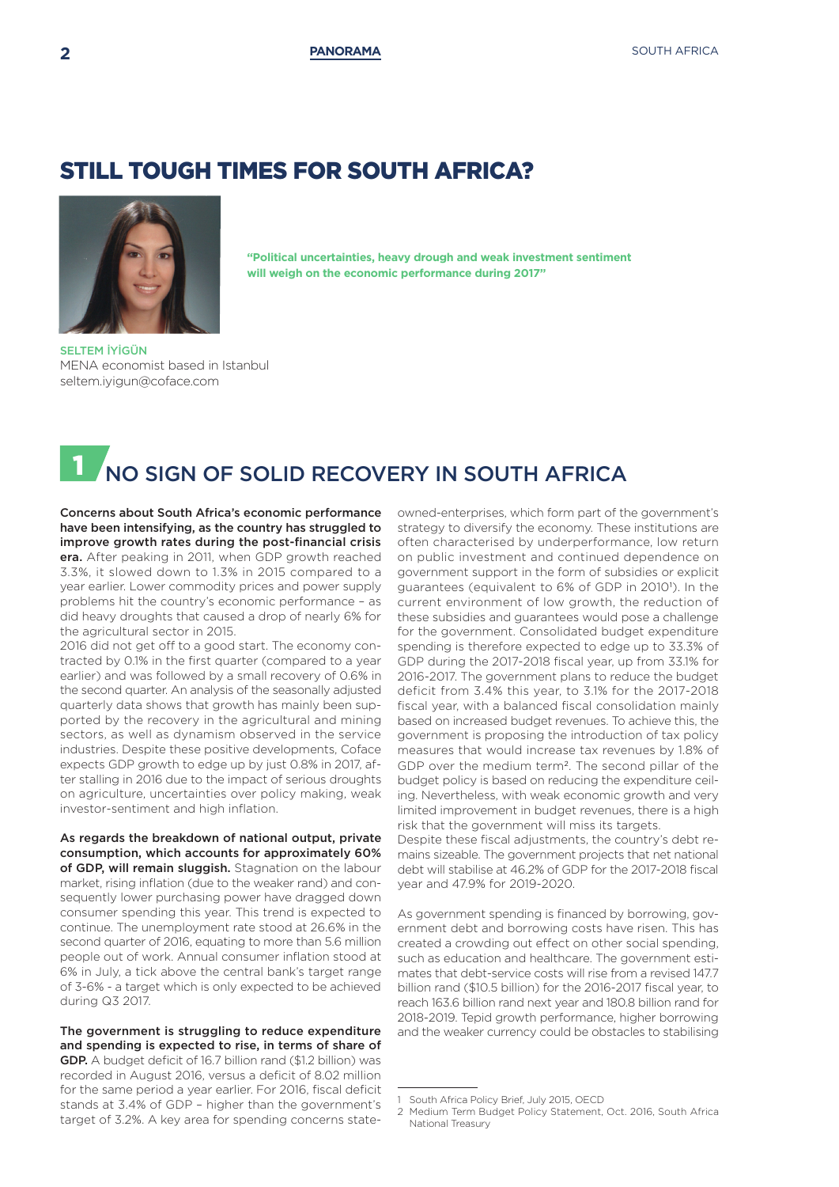# STILL TOUGH TIMES FOR SOUTH AFRICA?

**"Political uncertainties, heavy drough and weak investment sentiment will weigh on the economic performance during 2017"**

SELTEM İYİGÜN
MENA economist based in Istanbul
seltem.iyigun@coface.com

## 1 NO SIGN OF SOLID RECOVERY IN SOUTH AFRICA

**Concerns about South Africa's economic performance have been intensifying, as the country has struggled to improve growth rates during the post-financial crisis era.** After peaking in 2011, when GDP growth reached 3.3%, it slowed down to 1.3% in 2015 compared to a year earlier. Lower commodity prices and power supply problems hit the country's economic performance – as did heavy droughts that caused a drop of nearly 6% for the agricultural sector in 2015.

2016 did not get off to a good start. The economy contracted by 0.1% in the first quarter (compared to a year earlier) and was followed by a small recovery of 0.6% in the second quarter. An analysis of the seasonally adjusted quarterly data shows that growth has mainly been supported by the recovery in the agricultural and mining sectors, as well as dynamism observed in the service industries. Despite these positive developments, Coface expects GDP growth to edge up by just 0.8% in 2017, after stalling in 2016 due to the impact of serious droughts on agriculture, uncertainties over policy making, weak investor-sentiment and high inflation.

**As regards the breakdown of national output, private consumption, which accounts for approximately 60% of GDP, will remain sluggish.** Stagnation on the labour market, rising inflation (due to the weaker rand) and consequently lower purchasing power have dragged down consumer spending this year. This trend is expected to continue. The unemployment rate stood at 26.6% in the second quarter of 2016, equating to more than 5.6 million people out of work. Annual consumer inflation stood at 6% in July, a tick above the central bank's target range of 3-6% - a target which is only expected to be achieved during Q3 2017.

**The government is struggling to reduce expenditure and spending is expected to rise, in terms of share of GDP.** A budget deficit of 16.7 billion rand ($1.2 billion) was recorded in August 2016, versus a deficit of 8.02 million for the same period a year earlier. For 2016, fiscal deficit stands at 3.4% of GDP – higher than the government's target of 3.2%. A key area for spending concerns state-owned-enterprises, which form part of the government's strategy to diversify the economy. These institutions are often characterised by underperformance, low return on public investment and continued dependence on government support in the form of subsidies or explicit guarantees (equivalent to 6% of GDP in 2010[1]). In the current environment of low growth, the reduction of these subsidies and guarantees would pose a challenge for the government. Consolidated budget expenditure spending is therefore expected to edge up to 33.3% of GDP during the 2017-2018 fiscal year, up from 33.1% for 2016-2017. The government plans to reduce the budget deficit from 3.4% this year, to 3.1% for the 2017-2018 fiscal year, with a balanced fiscal consolidation mainly based on increased budget revenues. To achieve this, the government is proposing the introduction of tax policy measures that would increase tax revenues by 1.8% of GDP over the medium term[2]. The second pillar of the budget policy is based on reducing the expenditure ceiling. Nevertheless, with weak economic growth and very limited improvement in budget revenues, there is a high risk that the government will miss its targets.

Despite these fiscal adjustments, the country's debt remains sizeable. The government projects that net national debt will stabilise at 46.2% of GDP for the 2017-2018 fiscal year and 47.9% for 2019-2020.

As government spending is financed by borrowing, government debt and borrowing costs have risen. This has created a crowding out effect on other social spending, such as education and healthcare. The government estimates that debt-service costs will rise from a revised 147.7 billion rand ($10.5 billion) for the 2016-2017 fiscal year, to reach 163.6 billion rand next year and 180.8 billion rand for 2018-2019. Tepid growth performance, higher borrowing and the weaker currency could be obstacles to stabilising

---

1 South Africa Policy Brief, July 2015, OECD

2 Medium Term Budget Policy Statement, Oct. 2016, South Africa National Treasury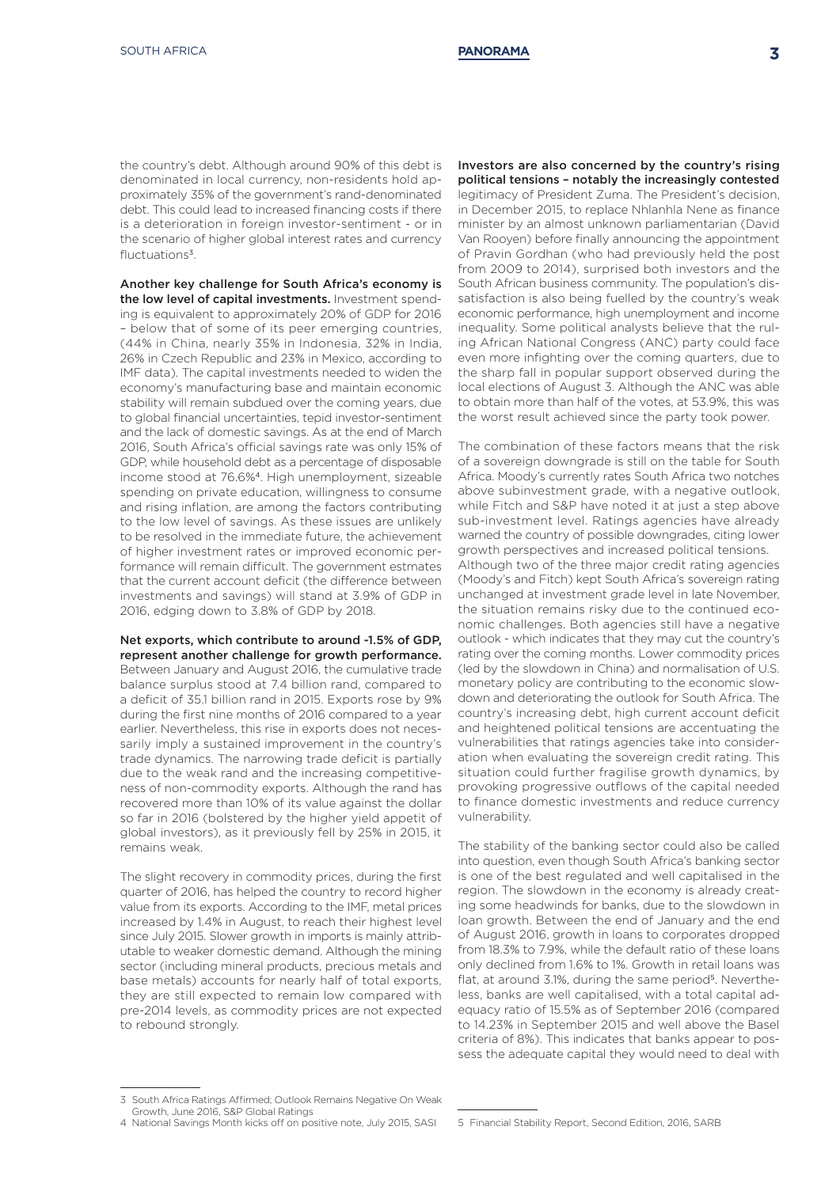the country's debt. Although around 90% of this debt is denominated in local currency, non-residents hold approximately 35% of the government's rand-denominated debt. This could lead to increased financing costs if there is a deterioration in foreign investor-sentiment - or in the scenario of higher global interest rates and currency fluctuations[3].

**Another key challenge for South Africa's economy is the low level of capital investments.** Investment spending is equivalent to approximately 20% of GDP for 2016 – below that of some of its peer emerging countries, (44% in China, nearly 35% in Indonesia, 32% in India, 26% in Czech Republic and 23% in Mexico, according to IMF data). The capital investments needed to widen the economy's manufacturing base and maintain economic stability will remain subdued over the coming years, due to global financial uncertainties, tepid investor-sentiment and the lack of domestic savings. As at the end of March 2016, South Africa's official savings rate was only 15% of GDP, while household debt as a percentage of disposable income stood at 76.6%[4]. High unemployment, sizeable spending on private education, willingness to consume and rising inflation, are among the factors contributing to the low level of savings. As these issues are unlikely to be resolved in the immediate future, the achievement of higher investment rates or improved economic performance will remain difficult. The government estmates that the current account deficit (the difference between investments and savings) will stand at 3.9% of GDP in 2016, edging down to 3.8% of GDP by 2018.

**Net exports, which contribute to around -1.5% of GDP, represent another challenge for growth performance.** Between January and August 2016, the cumulative trade balance surplus stood at 7.4 billion rand, compared to a deficit of 35.1 billion rand in 2015. Exports rose by 9% during the first nine months of 2016 compared to a year earlier. Nevertheless, this rise in exports does not necessarily imply a sustained improvement in the country's trade dynamics. The narrowing trade deficit is partially due to the weak rand and the increasing competitiveness of non-commodity exports. Although the rand has recovered more than 10% of its value against the dollar so far in 2016 (bolstered by the higher yield appetit of global investors), as it previously fell by 25% in 2015, it remains weak.

The slight recovery in commodity prices, during the first quarter of 2016, has helped the country to record higher value from its exports. According to the IMF, metal prices increased by 1.4% in August, to reach their highest level since July 2015. Slower growth in imports is mainly attributable to weaker domestic demand. Although the mining sector (including mineral products, precious metals and base metals) accounts for nearly half of total exports, they are still expected to remain low compared with pre-2014 levels, as commodity prices are not expected to rebound strongly.

**Investors are also concerned by the country's rising political tensions – notably the increasingly contested** legitimacy of President Zuma. The President's decision, in December 2015, to replace Nhlanhla Nene as finance minister by an almost unknown parliamentarian (David Van Rooyen) before finally announcing the appointment of Pravin Gordhan (who had previously held the post from 2009 to 2014), surprised both investors and the South African business community. The population's dissatisfaction is also being fuelled by the country's weak economic performance, high unemployment and income inequality. Some political analysts believe that the ruling African National Congress (ANC) party could face even more infighting over the coming quarters, due to the sharp fall in popular support observed during the local elections of August 3. Although the ANC was able to obtain more than half of the votes, at 53.9%, this was the worst result achieved since the party took power.

The combination of these factors means that the risk of a sovereign downgrade is still on the table for South Africa. Moody's currently rates South Africa two notches above subinvestment grade, with a negative outlook, while Fitch and S&P have noted it at just a step above sub-investment level. Ratings agencies have already warned the country of possible downgrades, citing lower growth perspectives and increased political tensions.

Although two of the three major credit rating agencies (Moody's and Fitch) kept South Africa's sovereign rating unchanged at investment grade level in late November, the situation remains risky due to the continued economic challenges. Both agencies still have a negative outlook - which indicates that they may cut the country's rating over the coming months. Lower commodity prices (led by the slowdown in China) and normalisation of U.S. monetary policy are contributing to the economic slowdown and deteriorating the outlook for South Africa. The country's increasing debt, high current account deficit and heightened political tensions are accentuating the vulnerabilities that ratings agencies take into consideration when evaluating the sovereign credit rating. This situation could further fragilise growth dynamics, by provoking progressive outflows of the capital needed to finance domestic investments and reduce currency vulnerability.

The stability of the banking sector could also be called into question, even though South Africa's banking sector is one of the best regulated and well capitalised in the region. The slowdown in the economy is already creating some headwinds for banks, due to the slowdown in loan growth. Between the end of January and the end of August 2016, growth in loans to corporates dropped from 18.3% to 7.9%, while the default ratio of these loans only declined from 1.6% to 1%. Growth in retail loans was flat, at around 3.1%, during the same period[5]. Nevertheless, banks are well capitalised, with a total capital adequacy ratio of 15.5% as of September 2016 (compared to 14.23% in September 2015 and well above the Basel criteria of 8%). This indicates that banks appear to possess the adequate capital they would need to deal with

---

3 South Africa Ratings Affirmed; Outlook Remains Negative On Weak Growth, June 2016, S&P Global Ratings

4 National Savings Month kicks off on positive note, July 2015, SASI

5 Financial Stability Report, Second Edition, 2016, SARB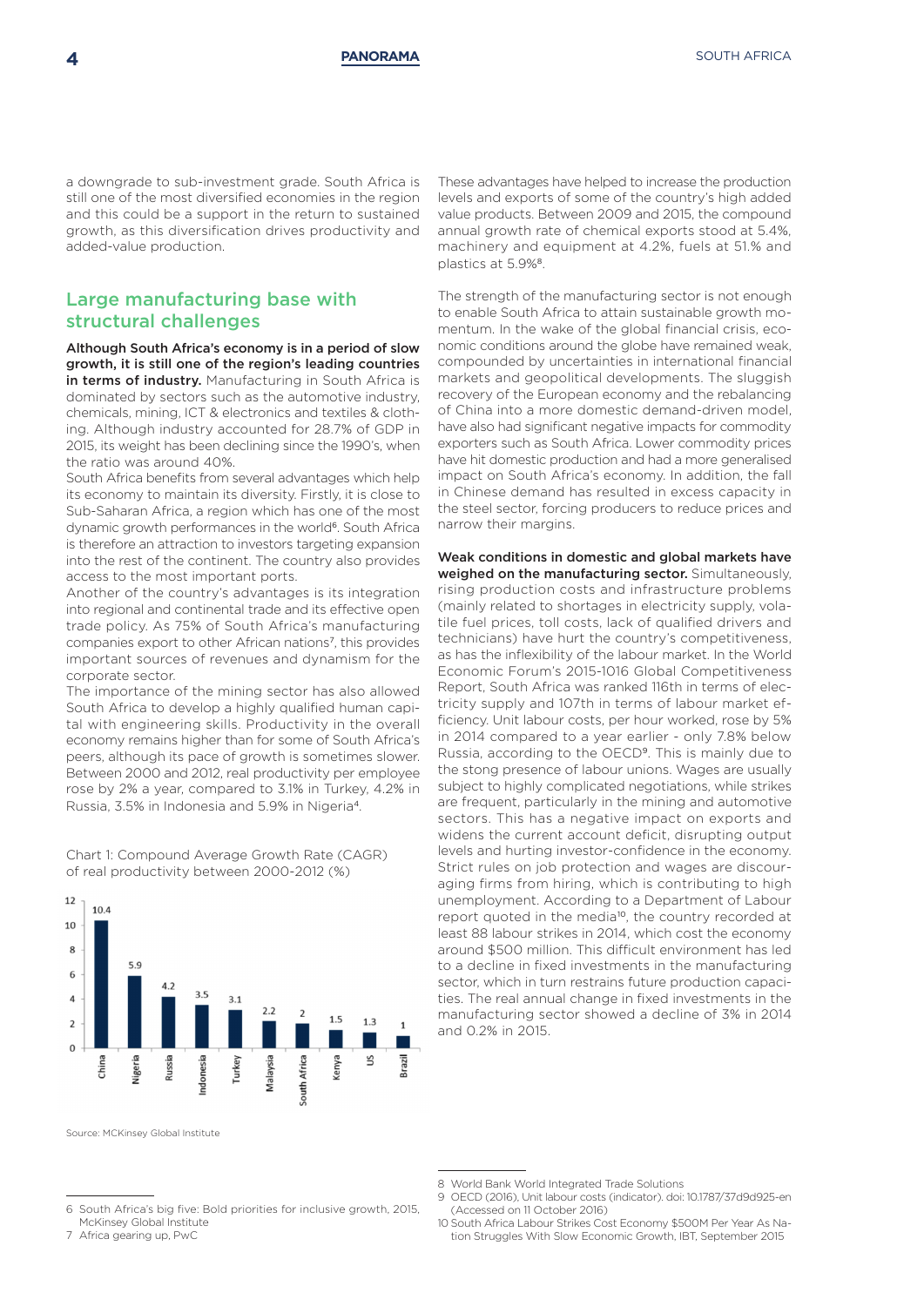a downgrade to sub-investment grade. South Africa is still one of the most diversified economies in the region and this could be a support in the return to sustained growth, as this diversification drives productivity and added-value production.

## Large manufacturing base with structural challenges

**Although South Africa's economy is in a period of slow growth, it is still one of the region's leading countries in terms of industry.** Manufacturing in South Africa is dominated by sectors such as the automotive industry, chemicals, mining, ICT & electronics and textiles & clothing. Although industry accounted for 28.7% of GDP in 2015, its weight has been declining since the 1990's, when the ratio was around 40%.

South Africa benefits from several advantages which help its economy to maintain its diversity. Firstly, it is close to Sub-Saharan Africa, a region which has one of the most dynamic growth performances in the world[6]. South Africa is therefore an attraction to investors targeting expansion into the rest of the continent. The country also provides access to the most important ports.

Another of the country's advantages is its integration into regional and continental trade and its effective open trade policy. As 75% of South Africa's manufacturing companies export to other African nations[7], this provides important sources of revenues and dynamism for the corporate sector.

The importance of the mining sector has also allowed South Africa to develop a highly qualified human capital with engineering skills. Productivity in the overall economy remains higher than for some of South Africa's peers, although its pace of growth is sometimes slower. Between 2000 and 2012, real productivity per employee rose by 2% a year, compared to 3.1% in Turkey, 4.2% in Russia, 3.5% in Indonesia and 5.9% in Nigeria[4].

Chart 1: Compound Average Growth Rate (CAGR) of real productivity between 2000-2012 (%)

| Country | CAGR (%) |
|---|---|
| China | 10.4 |
| Nigeria | 5.9 |
| Russia | 4.2 |
| Indonesia | 3.5 |
| Turkey | 3.1 |
| Malaysia | 2.2 |
| South Africa | 2 |
| Kenya | 1.5 |
| US | 1.3 |
| Brazil | 1 |

Source: MCKinsey Global Institute

These advantages have helped to increase the production levels and exports of some of the country's high added value products. Between 2009 and 2015, the compound annual growth rate of chemical exports stood at 5.4%, machinery and equipment at 4.2%, fuels at 51.% and plastics at 5.9%[8].

The strength of the manufacturing sector is not enough to enable South Africa to attain sustainable growth momentum. In the wake of the global financial crisis, economic conditions around the globe have remained weak, compounded by uncertainties in international financial markets and geopolitical developments. The sluggish recovery of the European economy and the rebalancing of China into a more domestic demand-driven model, have also had significant negative impacts for commodity exporters such as South Africa. Lower commodity prices have hit domestic production and had a more generalised impact on South Africa's economy. In addition, the fall in Chinese demand has resulted in excess capacity in the steel sector, forcing producers to reduce prices and narrow their margins.

**Weak conditions in domestic and global markets have weighed on the manufacturing sector.** Simultaneously, rising production costs and infrastructure problems (mainly related to shortages in electricity supply, volatile fuel prices, toll costs, lack of qualified drivers and technicians) have hurt the country's competitiveness, as has the inflexibility of the labour market. In the World Economic Forum's 2015-1016 Global Competitiveness Report, South Africa was ranked 116th in terms of electricity supply and 107th in terms of labour market efficiency. Unit labour costs, per hour worked, rose by 5% in 2014 compared to a year earlier - only 7.8% below Russia, according to the OECD[9]. This is mainly due to the stong presence of labour unions. Wages are usually subject to highly complicated negotiations, while strikes are frequent, particularly in the mining and automotive sectors. This has a negative impact on exports and widens the current account deficit, disrupting output levels and hurting investor-confidence in the economy. Strict rules on job protection and wages are discouraging firms from hiring, which is contributing to high unemployment. According to a Department of Labour report quoted in the media[10], the country recorded at least 88 labour strikes in 2014, which cost the economy around $500 million. This difficult environment has led to a decline in fixed investments in the manufacturing sector, which in turn restrains future production capacities. The real annual change in fixed investments in the manufacturing sector showed a decline of 3% in 2014 and 0.2% in 2015.

---

6 South Africa's big five: Bold priorities for inclusive growth, 2015, McKinsey Global Institute

7 Africa gearing up, PwC

8 World Bank World Integrated Trade Solutions

9 OECD (2016), Unit labour costs (indicator). doi: 10.1787/37d9d925-en (Accessed on 11 October 2016)

10 South Africa Labour Strikes Cost Economy $500M Per Year As Nation Struggles With Slow Economic Growth, IBT, September 2015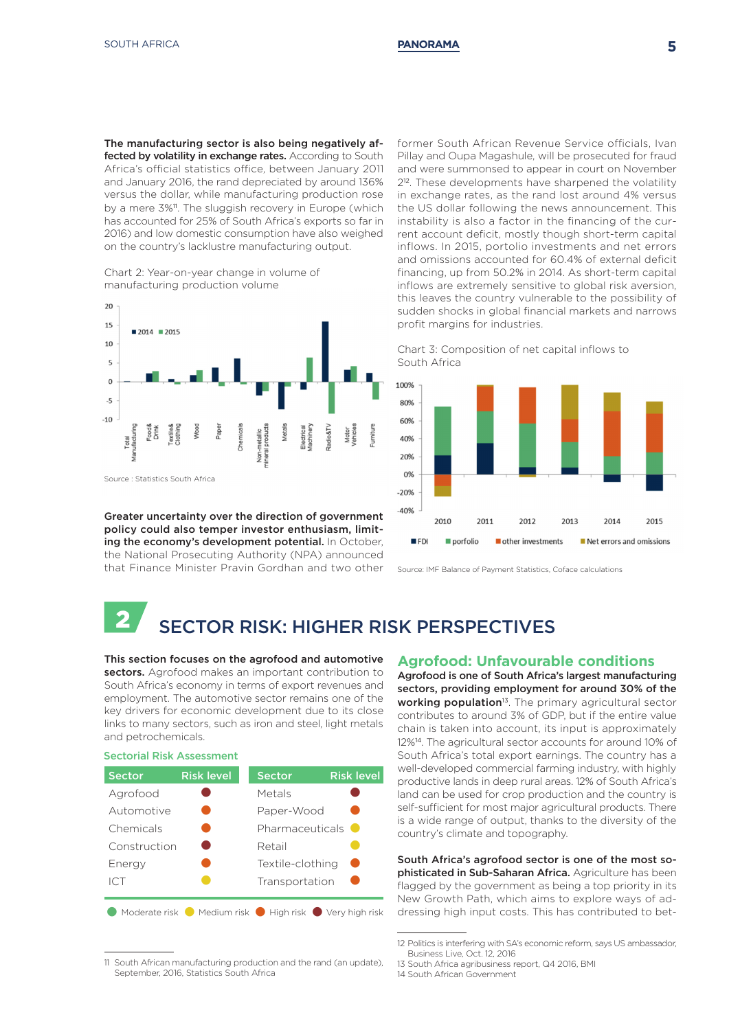**The manufacturing sector is also being negatively affected by volatility in exchange rates.** According to South Africa's official statistics office, between January 2011 and January 2016, the rand depreciated by around 136% versus the dollar, while manufacturing production rose by a mere 3%[11]. The sluggish recovery in Europe (which has accounted for 25% of South Africa's exports so far in 2016) and low domestic consumption have also weighed on the country's lacklustre manufacturing output.

Chart 2: Year-on-year change in volume of manufacturing production volume

Source : Statistics South Africa

**Greater uncertainty over the direction of government policy could also temper investor enthusiasm, limiting the economy's development potential.** In October, the National Prosecuting Authority (NPA) announced that Finance Minister Pravin Gordhan and two other former South African Revenue Service officials, Ivan Pillay and Oupa Magashule, will be prosecuted for fraud and were summonsed to appear in court on November 2[12]. These developments have sharpened the volatility in exchange rates, as the rand lost around 4% versus the US dollar following the news announcement. This instability is also a factor in the financing of the current account deficit, mostly though short-term capital inflows. In 2015, portolio investments and net errors and omissions accounted for 60.4% of external deficit financing, up from 50.2% in 2014. As short-term capital inflows are extremely sensitive to global risk aversion, this leaves the country vulnerable to the possibility of sudden shocks in global financial markets and narrows profit margins for industries.

Chart 3: Composition of net capital inflows to South Africa

Source: IMF Balance of Payment Statistics, Coface calculations

## 2 SECTOR RISK: HIGHER RISK PERSPECTIVES

**This section focuses on the agrofood and automotive sectors.** Agrofood makes an important contribution to South Africa's economy in terms of export revenues and employment. The automotive sector remains one of the key drivers for economic development due to its close links to many sectors, such as iron and steel, light metals and petrochemicals.

### Sectorial Risk Assessment

| Sector | Risk level | Sector | Risk level |
|---|---|---|---|
| Agrofood | Very high risk | Metals | Very high risk |
| Automotive | High risk | Paper-Wood | High risk |
| Chemicals | High risk | Pharmaceuticals | Medium risk |
| Construction | Very high risk | Retail | Medium risk |
| Energy | High risk | Textile-clothing | High risk |
| ICT | Medium risk | Transportation | High risk |

Moderate risk / Medium risk / High risk / Very high risk

### Agrofood: Unfavourable conditions

**Agrofood is one of South Africa's largest manufacturing sectors, providing employment for around 30% of the working population**[13]. The primary agricultural sector contributes to around 3% of GDP, but if the entire value chain is taken into account, its input is approximately 12%[14]. The agricultural sector accounts for around 10% of South Africa's total export earnings. The country has a well-developed commercial farming industry, with highly productive lands in deep rural areas. 12% of South Africa's land can be used for crop production and the country is self-sufficient for most major agricultural products. There is a wide range of output, thanks to the diversity of the country's climate and topography.

**South Africa's agrofood sector is one of the most sophisticated in Sub-Saharan Africa.** Agriculture has been flagged by the government as being a top priority in its New Growth Path, which aims to explore ways of addressing high input costs. This has contributed to bet-

---

11 South African manufacturing production and the rand (an update), September, 2016, Statistics South Africa

12 Politics is interfering with SA's economic reform, says US ambassador, Business Live, Oct. 12, 2016

13 South Africa agribusiness report, Q4 2016, BMI

14 South African Government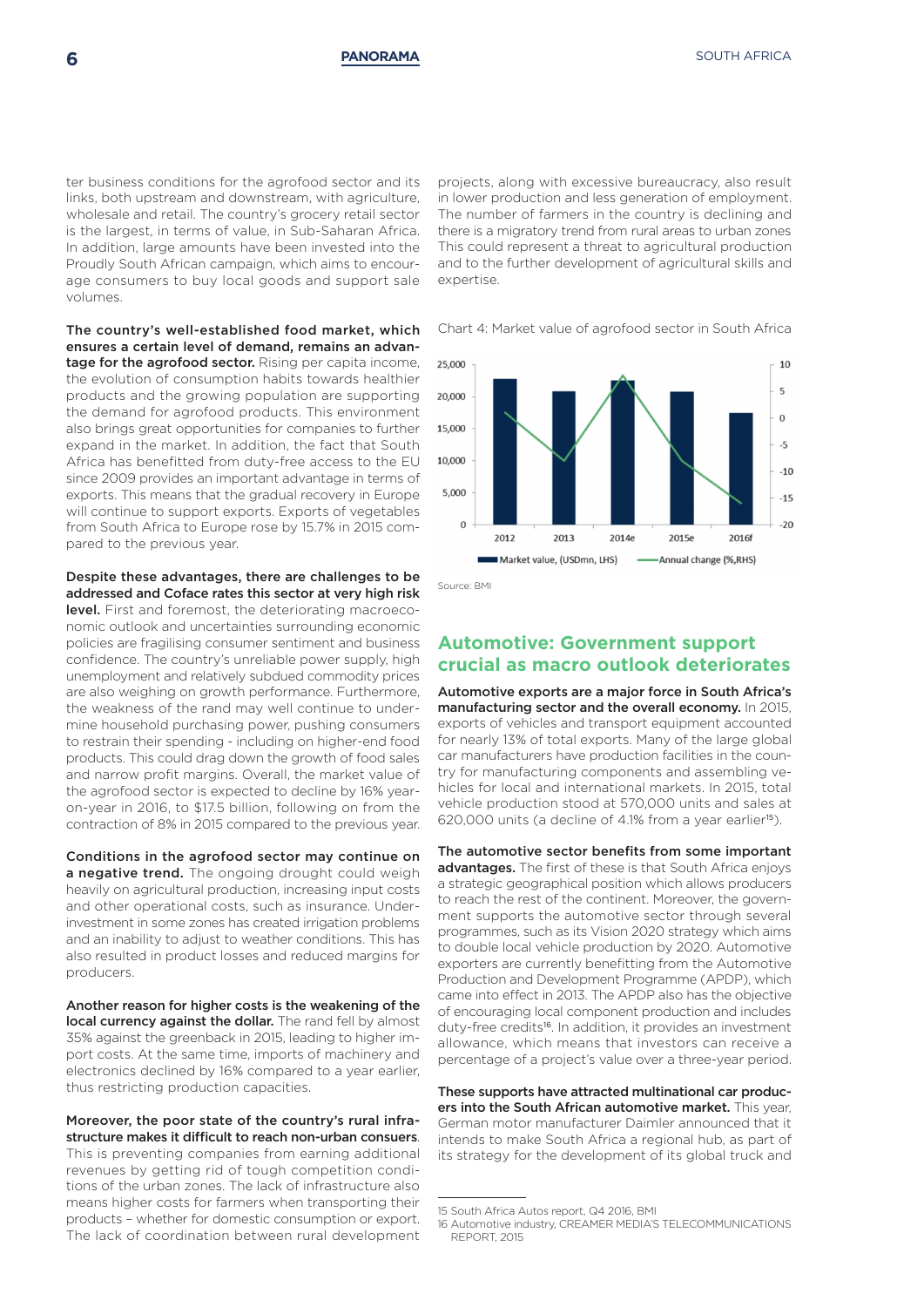ter business conditions for the agrofood sector and its links, both upstream and downstream, with agriculture, wholesale and retail. The country's grocery retail sector is the largest, in terms of value, in Sub-Saharan Africa. In addition, large amounts have been invested into the Proudly South African campaign, which aims to encourage consumers to buy local goods and support sale volumes.

**The country's well-established food market, which ensures a certain level of demand, remains an advantage for the agrofood sector.** Rising per capita income, the evolution of consumption habits towards healthier products and the growing population are supporting the demand for agrofood products. This environment also brings great opportunities for companies to further expand in the market. In addition, the fact that South Africa has benefitted from duty-free access to the EU since 2009 provides an important advantage in terms of exports. This means that the gradual recovery in Europe will continue to support exports. Exports of vegetables from South Africa to Europe rose by 15.7% in 2015 compared to the previous year.

**Despite these advantages, there are challenges to be addressed and Coface rates this sector at very high risk level.** First and foremost, the deteriorating macroeconomic outlook and uncertainties surrounding economic policies are fragilising consumer sentiment and business confidence. The country's unreliable power supply, high unemployment and relatively subdued commodity prices are also weighing on growth performance. Furthermore, the weakness of the rand may well continue to undermine household purchasing power, pushing consumers to restrain their spending - including on higher-end food products. This could drag down the growth of food sales and narrow profit margins. Overall, the market value of the agrofood sector is expected to decline by 16% year-on-year in 2016, to $17.5 billion, following on from the contraction of 8% in 2015 compared to the previous year.

**Conditions in the agrofood sector may continue on a negative trend.** The ongoing drought could weigh heavily on agricultural production, increasing input costs and other operational costs, such as insurance. Underinvestment in some zones has created irrigation problems and an inability to adjust to weather conditions. This has also resulted in product losses and reduced margins for producers.

**Another reason for higher costs is the weakening of the local currency against the dollar.** The rand fell by almost 35% against the greenback in 2015, leading to higher import costs. At the same time, imports of machinery and electronics declined by 16% compared to a year earlier, thus restricting production capacities.

**Moreover, the poor state of the country's rural infrastructure makes it difficult to reach non-urban consuers**. This is preventing companies from earning additional revenues by getting rid of tough competition conditions of the urban zones. The lack of infrastructure also means higher costs for farmers when transporting their products – whether for domestic consumption or export. The lack of coordination between rural development projects, along with excessive bureaucracy, also result in lower production and less generation of employment. The number of farmers in the country is declining and there is a migratory trend from rural areas to urban zones This could represent a threat to agricultural production and to the further development of agricultural skills and expertise.

Chart 4: Market value of agrofood sector in South Africa

| | 2012 | 2013 | 2014e | 2015e | 2016f |
|---|---|---|---|---|---|
| Market value, (USDmn, LHS) | ~22,700 | ~20,800 | ~22,400 | ~20,800 | ~17,500 |
| Annual change (%,RHS) | ~1 | ~-8 | ~8 | ~-8 | ~-16 |

Source: BMI

## Automotive: Government support crucial as macro outlook deteriorates

**Automotive exports are a major force in South Africa's manufacturing sector and the overall economy.** In 2015, exports of vehicles and transport equipment accounted for nearly 13% of total exports. Many of the large global car manufacturers have production facilities in the country for manufacturing components and assembling vehicles for local and international markets. In 2015, total vehicle production stood at 570,000 units and sales at 620,000 units (a decline of 4.1% from a year earlier[15]).

**The automotive sector benefits from some important advantages.** The first of these is that South Africa enjoys a strategic geographical position which allows producers to reach the rest of the continent. Moreover, the government supports the automotive sector through several programmes, such as its Vision 2020 strategy which aims to double local vehicle production by 2020. Automotive exporters are currently benefitting from the Automotive Production and Development Programme (APDP), which came into effect in 2013. The APDP also has the objective of encouraging local component production and includes duty-free credits[16]. In addition, it provides an investment allowance, which means that investors can receive a percentage of a project's value over a three-year period.

**These supports have attracted multinational car producers into the South African automotive market.** This year, German motor manufacturer Daimler announced that it intends to make South Africa a regional hub, as part of its strategy for the development of its global truck and

15 South Africa Autos report, Q4 2016, BMI

16 Automotive industry, CREAMER MEDIA'S TELECOMMUNICATIONS REPORT, 2015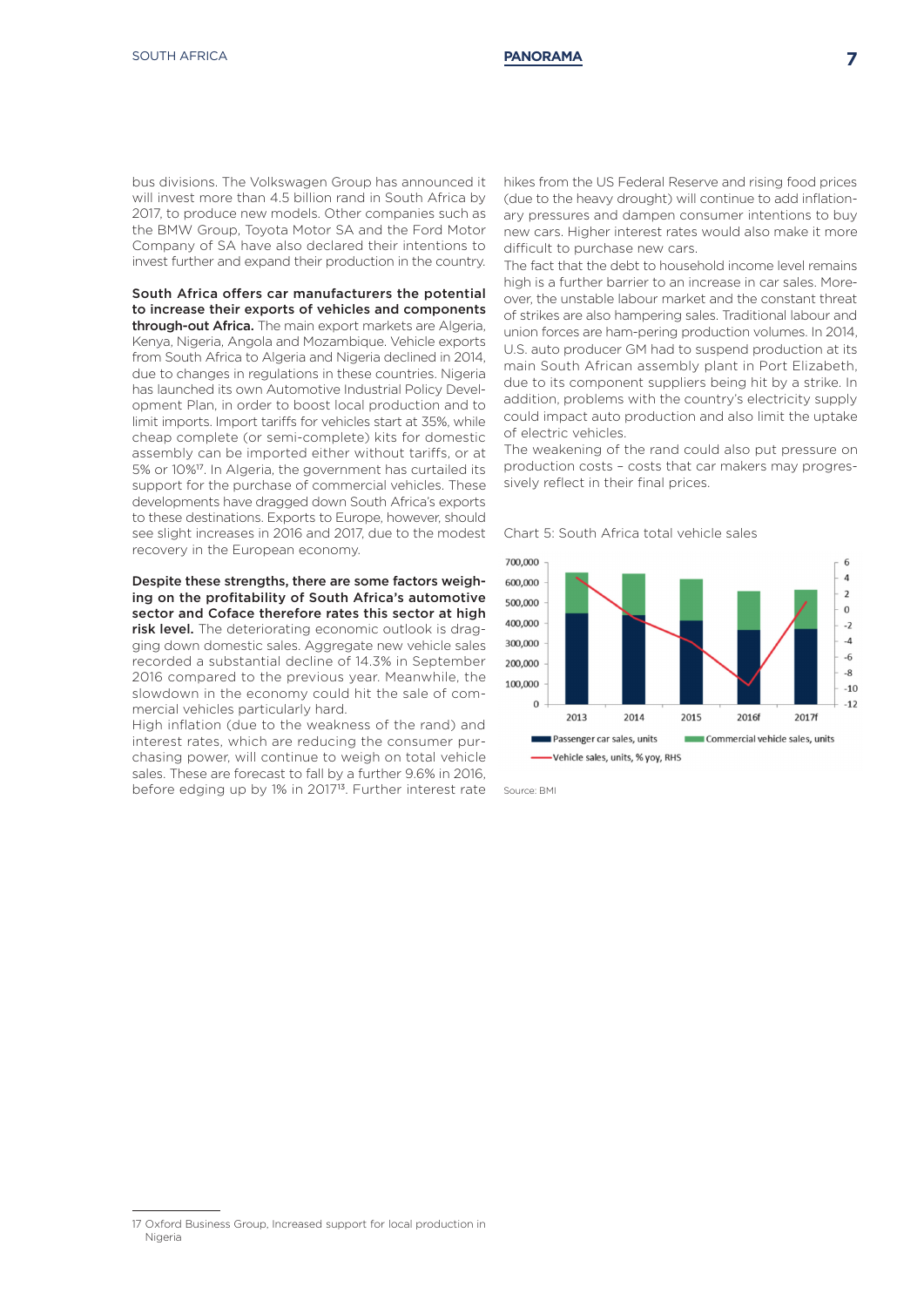bus divisions. The Volkswagen Group has announced it will invest more than 4.5 billion rand in South Africa by 2017, to produce new models. Other companies such as the BMW Group, Toyota Motor SA and the Ford Motor Company of SA have also declared their intentions to invest further and expand their production in the country.

**South Africa offers car manufacturers the potential to increase their exports of vehicles and components through-out Africa.** The main export markets are Algeria, Kenya, Nigeria, Angola and Mozambique. Vehicle exports from South Africa to Algeria and Nigeria declined in 2014, due to changes in regulations in these countries. Nigeria has launched its own Automotive Industrial Policy Devel-opment Plan, in order to boost local production and to limit imports. Import tariffs for vehicles start at 35%, while cheap complete (or semi-complete) kits for domestic assembly can be imported either without tariffs, or at 5% or 10%[17]. In Algeria, the government has curtailed its support for the purchase of commercial vehicles. These developments have dragged down South Africa's exports to these destinations. Exports to Europe, however, should see slight increases in 2016 and 2017, due to the modest recovery in the European economy.

**Despite these strengths, there are some factors weigh-ing on the profitability of South Africa's automotive sector and Coface therefore rates this sector at high risk level.** The deteriorating economic outlook is drag-ging down domestic sales. Aggregate new vehicle sales recorded a substantial decline of 14.3% in September 2016 compared to the previous year. Meanwhile, the slowdown in the economy could hit the sale of com-mercial vehicles particularly hard.

High inflation (due to the weakness of the rand) and interest rates, which are reducing the consumer pur-chasing power, will continue to weigh on total vehicle sales. These are forecast to fall by a further 9.6% in 2016, before edging up by 1% in 2017[13]. Further interest rate hikes from the US Federal Reserve and rising food prices (due to the heavy drought) will continue to add inflation-ary pressures and dampen consumer intentions to buy new cars. Higher interest rates would also make it more difficult to purchase new cars.

The fact that the debt to household income level remains high is a further barrier to an increase in car sales. More-over, the unstable labour market and the constant threat of strikes are also hampering sales. Traditional labour and union forces are ham-pering production volumes. In 2014, U.S. auto producer GM had to suspend production at its main South African assembly plant in Port Elizabeth, due to its component suppliers being hit by a strike. In addition, problems with the country's electricity supply could impact auto production and also limit the uptake of electric vehicles.

The weakening of the rand could also put pressure on production costs – costs that car makers may progres-sively reflect in their final prices.

Chart 5: South Africa total vehicle sales

Source: BMI

17 Oxford Business Group, Increased support for local production in Nigeria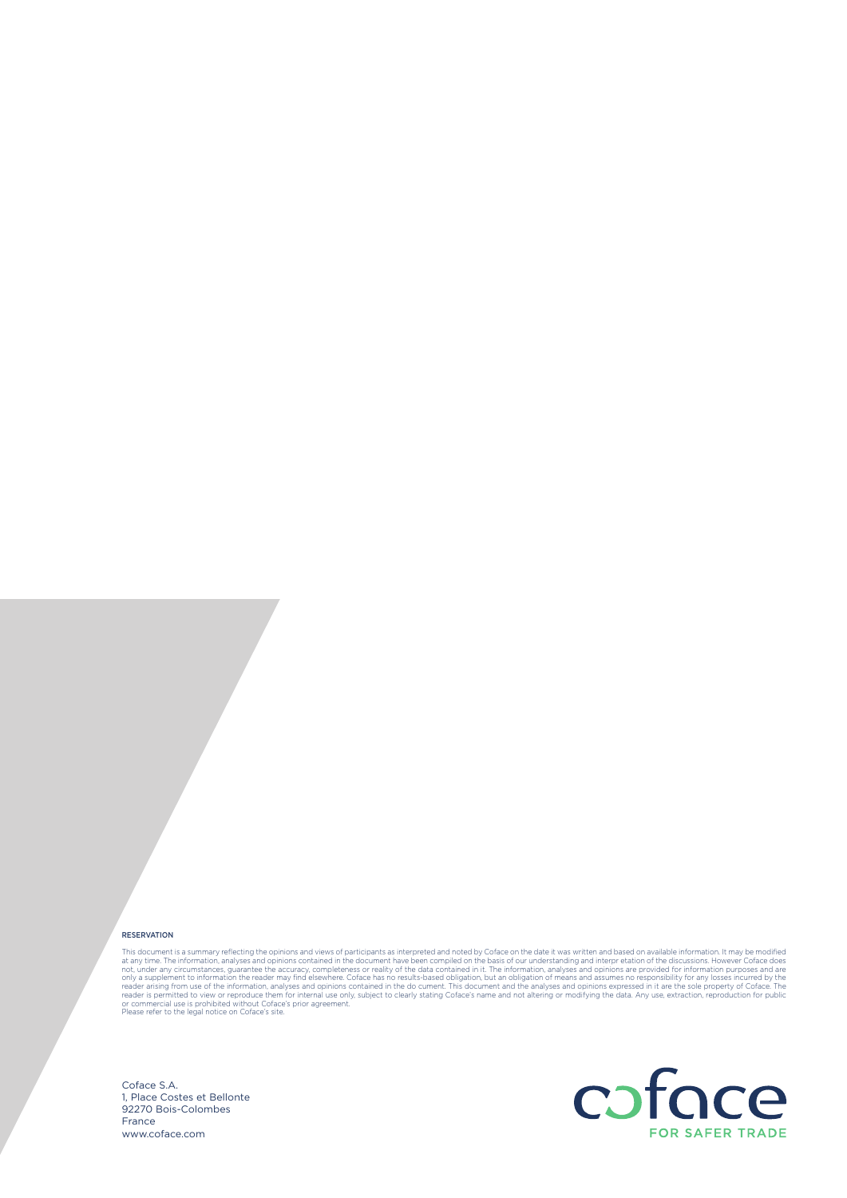RESERVATION

This document is a summary reflecting the opinions and views of participants as interpreted and noted by Coface on the date it was written and based on available information. It may be modified at any time. The information, analyses and opinions contained in the document have been compiled on the basis of our understanding and interpr etation of the discussions. However Coface does not, under any circumstances, guarantee the accuracy, completeness or reality of the data contained in it. The information, analyses and opinions are provided for information purposes and are only a supplement to information the reader may find elsewhere. Coface has no results-based obligation, but an obligation of means and assumes no responsibility for any losses incurred by the reader arising from use of the information, analyses and opinions contained in the do cument. This document and the analyses and opinions expressed in it are the sole property of Coface. The reader is permitted to view or reproduce them for internal use only, subject to clearly stating Coface's name and not altering or modifying the data. Any use, extraction, reproduction for public or commercial use is prohibited without Coface's prior agreement.
Please refer to the legal notice on Coface's site.

Coface S.A.
1, Place Costes et Bellonte
92270 Bois-Colombes
France
www.coface.com

coface
FOR SAFER TRADE